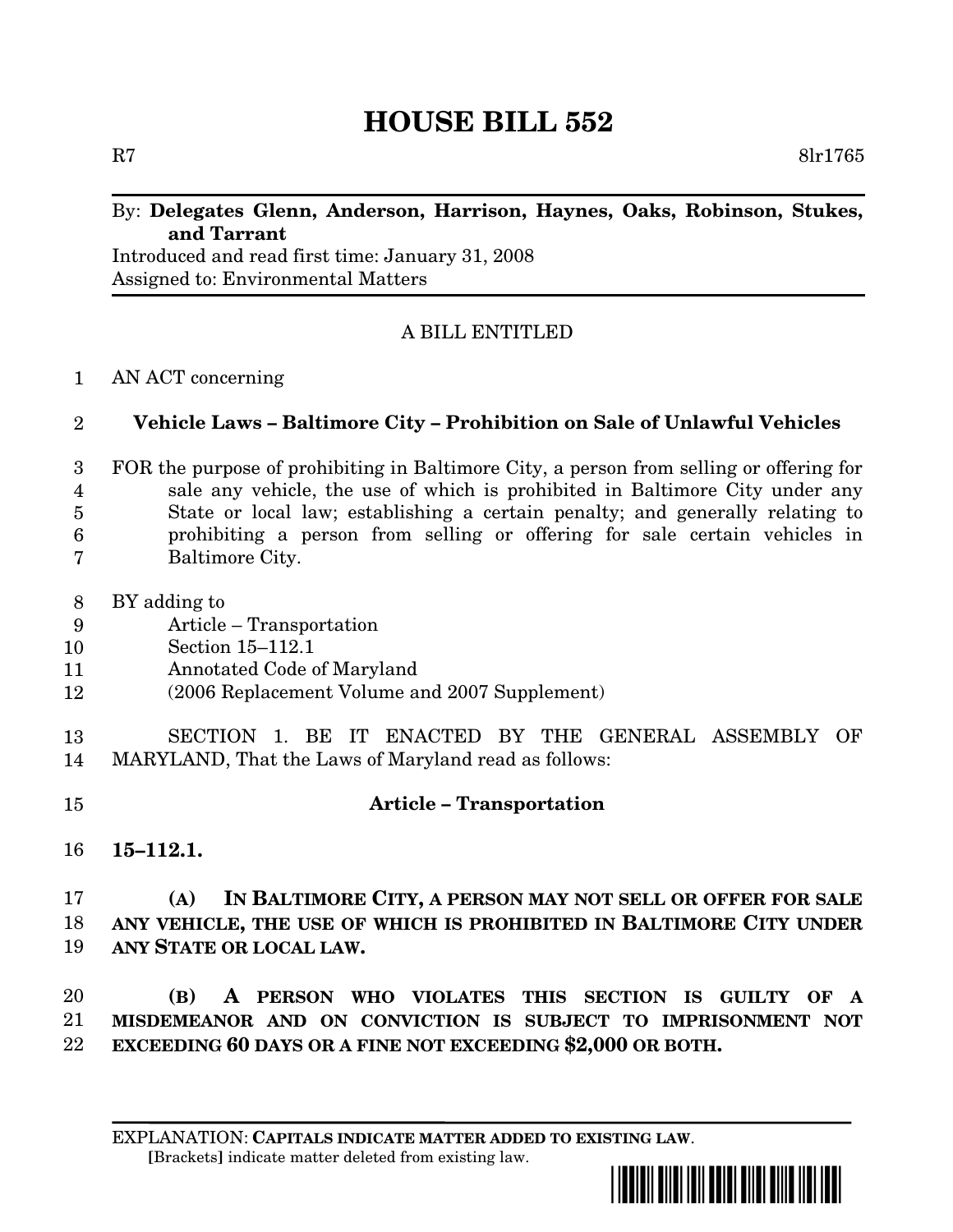# HOUSE BILL 552

R7 8lr1765

By: **Delegates Glenn, Anderson, Harrison, Haynes, Oaks, Robinson, Stukes, and Tarrant**

Introduced and read first time: January 31, 2008

Assigned to: Environmental Matters

A BILL ENTITLED

AN ACT concerning

**Vehicle Laws – Baltimore City – Prohibition on Sale of Unlawful Vehicles**

FOR the purpose of prohibiting in Baltimore City, a person from selling or offering for sale any vehicle, the use of which is prohibited in Baltimore City under any State or local law; establishing a certain penalty; and generally relating to prohibiting a person from selling or offering for sale certain vehicles in Baltimore City.

BY adding to

Article – Transportation

Section 15–112.1

Annotated Code of Maryland

(2006 Replacement Volume and 2007 Supplement)

SECTION 1. BE IT ENACTED BY THE GENERAL ASSEMBLY OF MARYLAND, That the Laws of Maryland read as follows:

**Article – Transportation**

**15–112.1.**

**(A) IN BALTIMORE CITY, A PERSON MAY NOT SELL OR OFFER FOR SALE ANY VEHICLE, THE USE OF WHICH IS PROHIBITED IN BALTIMORE CITY UNDER ANY STATE OR LOCAL LAW.**

**(B) A PERSON WHO VIOLATES THIS SECTION IS GUILTY OF A MISDEMEANOR AND ON CONVICTION IS SUBJECT TO IMPRISONMENT NOT EXCEEDING 60 DAYS OR A FINE NOT EXCEEDING $2,000 OR BOTH.**

EXPLANATION: **CAPITALS INDICATE MATTER ADDED TO EXISTING LAW**.

**[**Brackets**]** indicate matter deleted from existing law.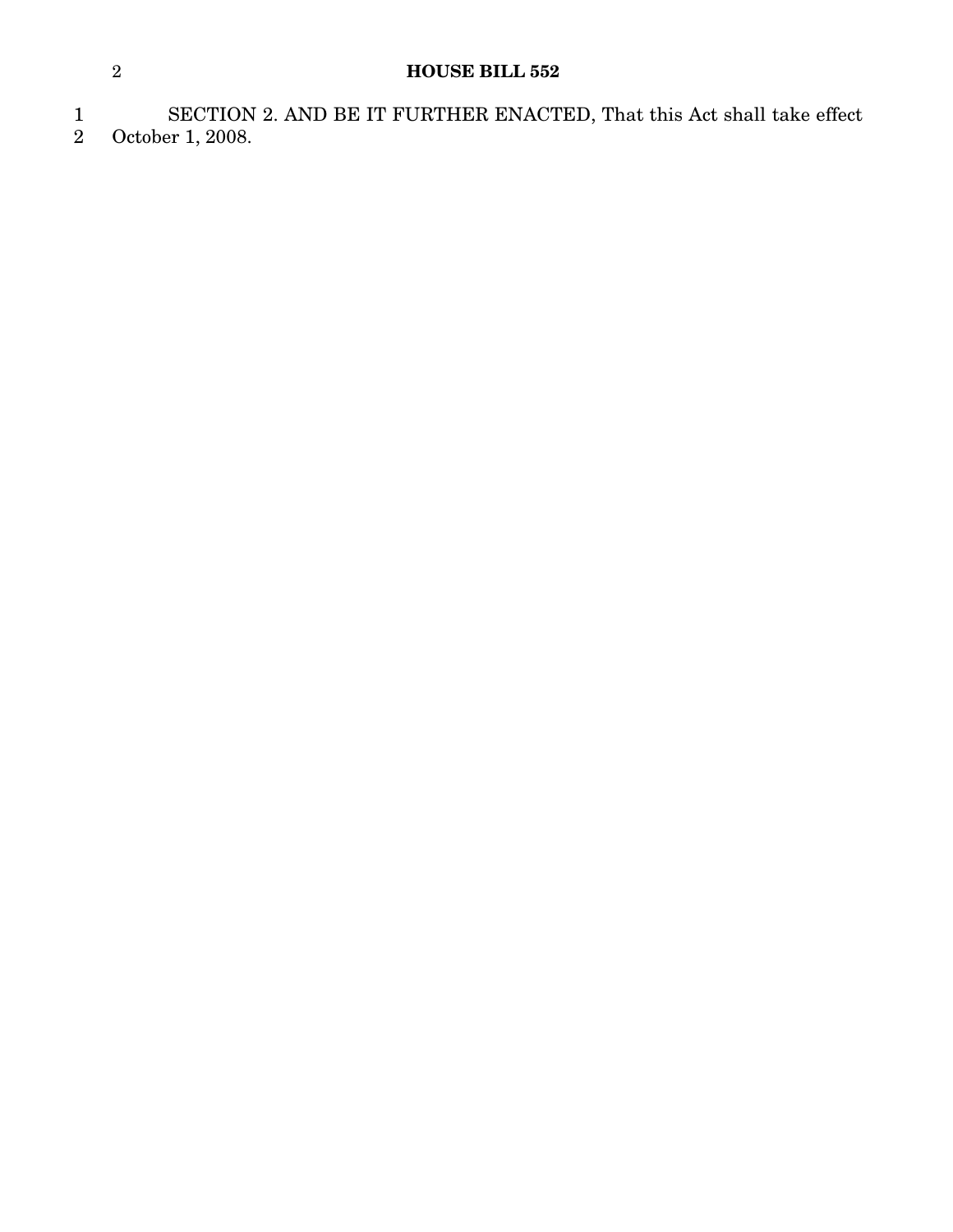SECTION 2. AND BE IT FURTHER ENACTED, That this Act shall take effect October 1, 2008.